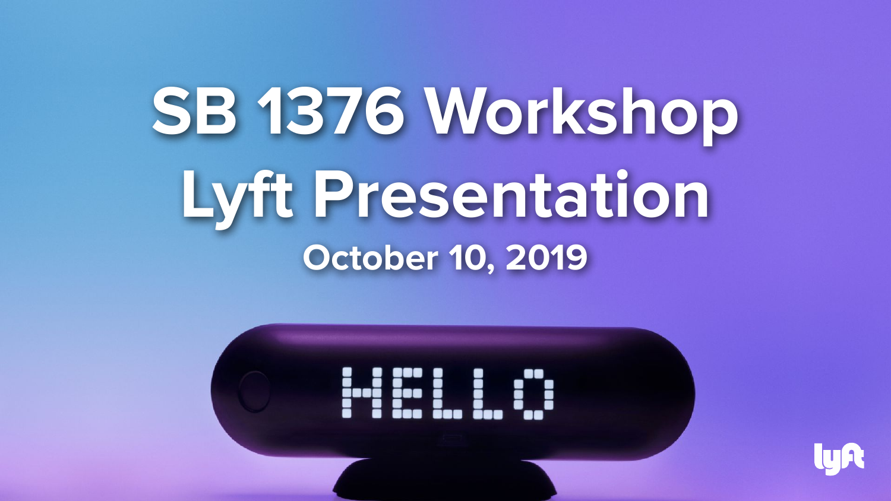# SB 1376 Workshop Lyft Presentation

October 10, 2019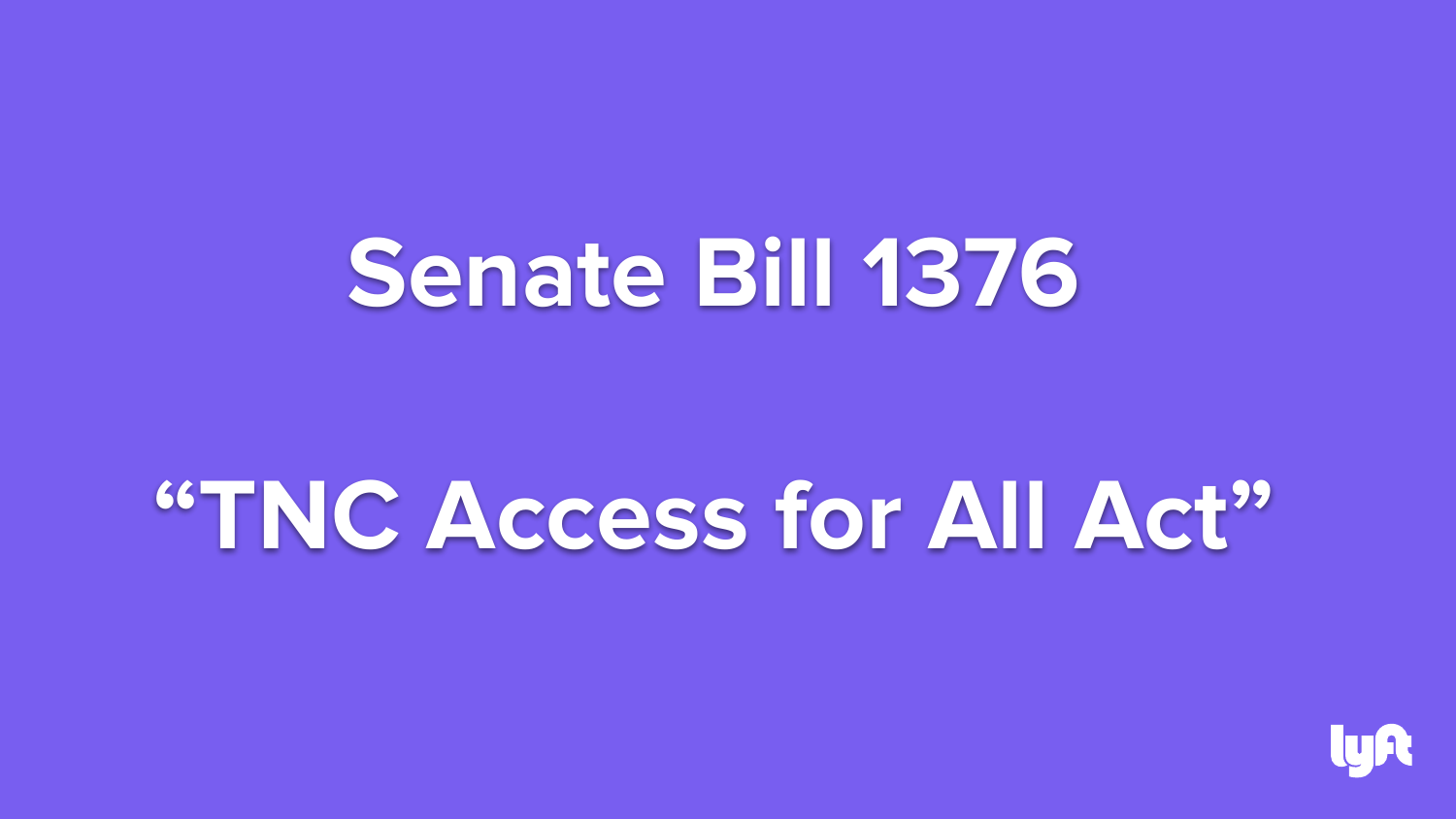# Senate Bill 1376

# "TNC Access for All Act"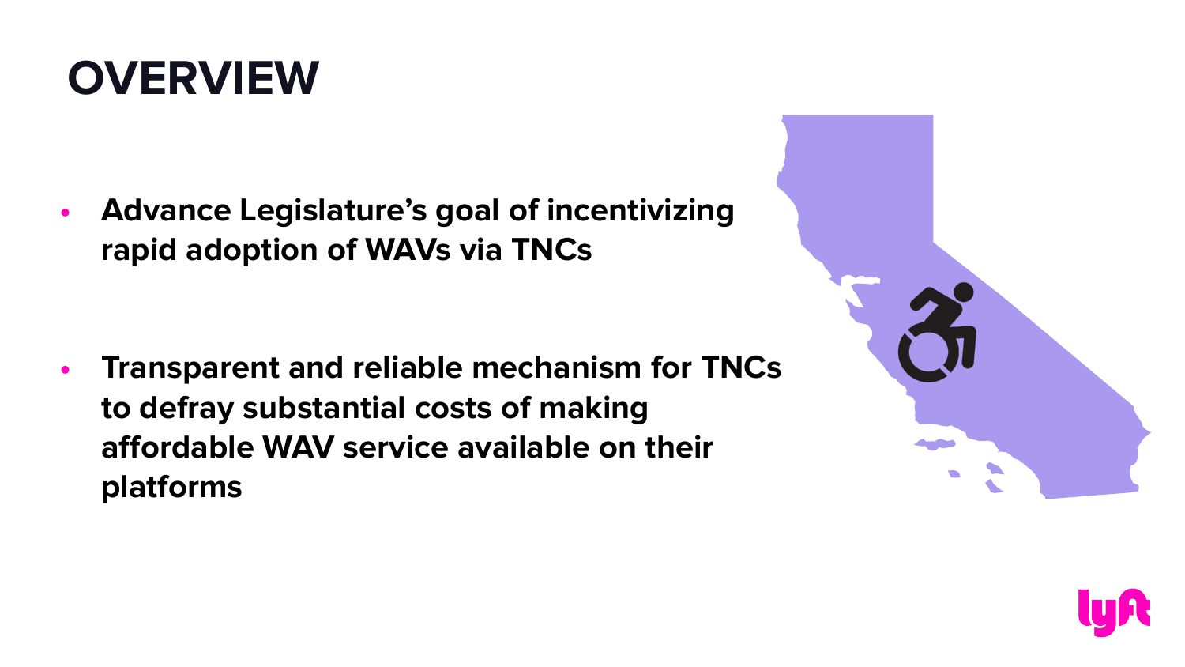# OVERVIEW

- **Advance Legislature's goal of incentivizing rapid adoption of WAVs via TNCs**
- **Transparent and reliable mechanism for TNCs to defray substantial costs of making affordable WAV service available on their platforms**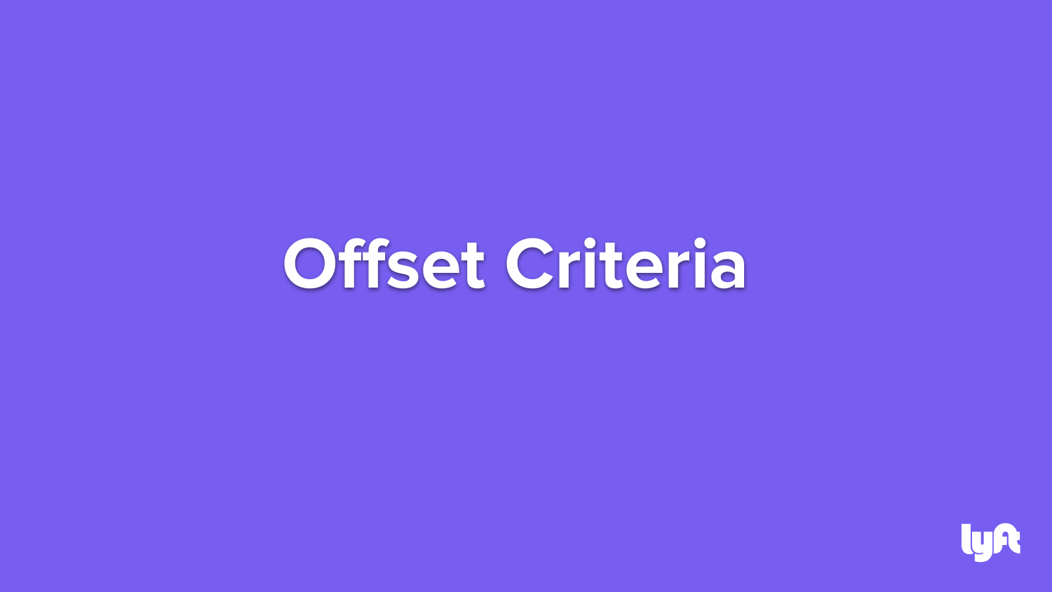# Offset Criteria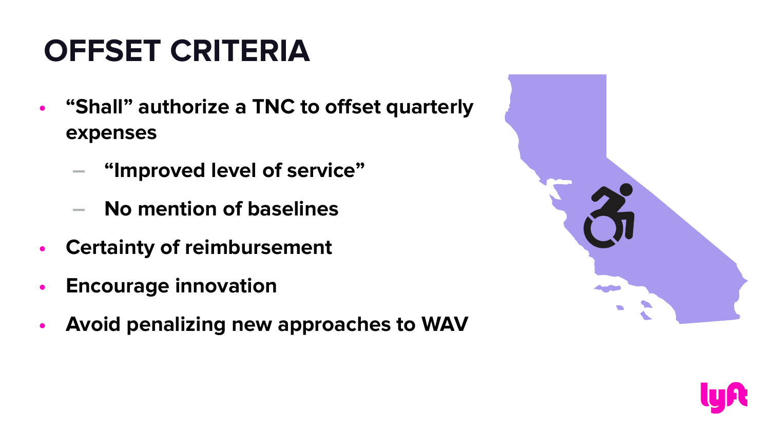# OFFSET CRITERIA

- "Shall" authorize a TNC to offset quarterly expenses
  - "Improved level of service"
  - No mention of baselines
- Certainty of reimbursement
- Encourage innovation
- Avoid penalizing new approaches to WAV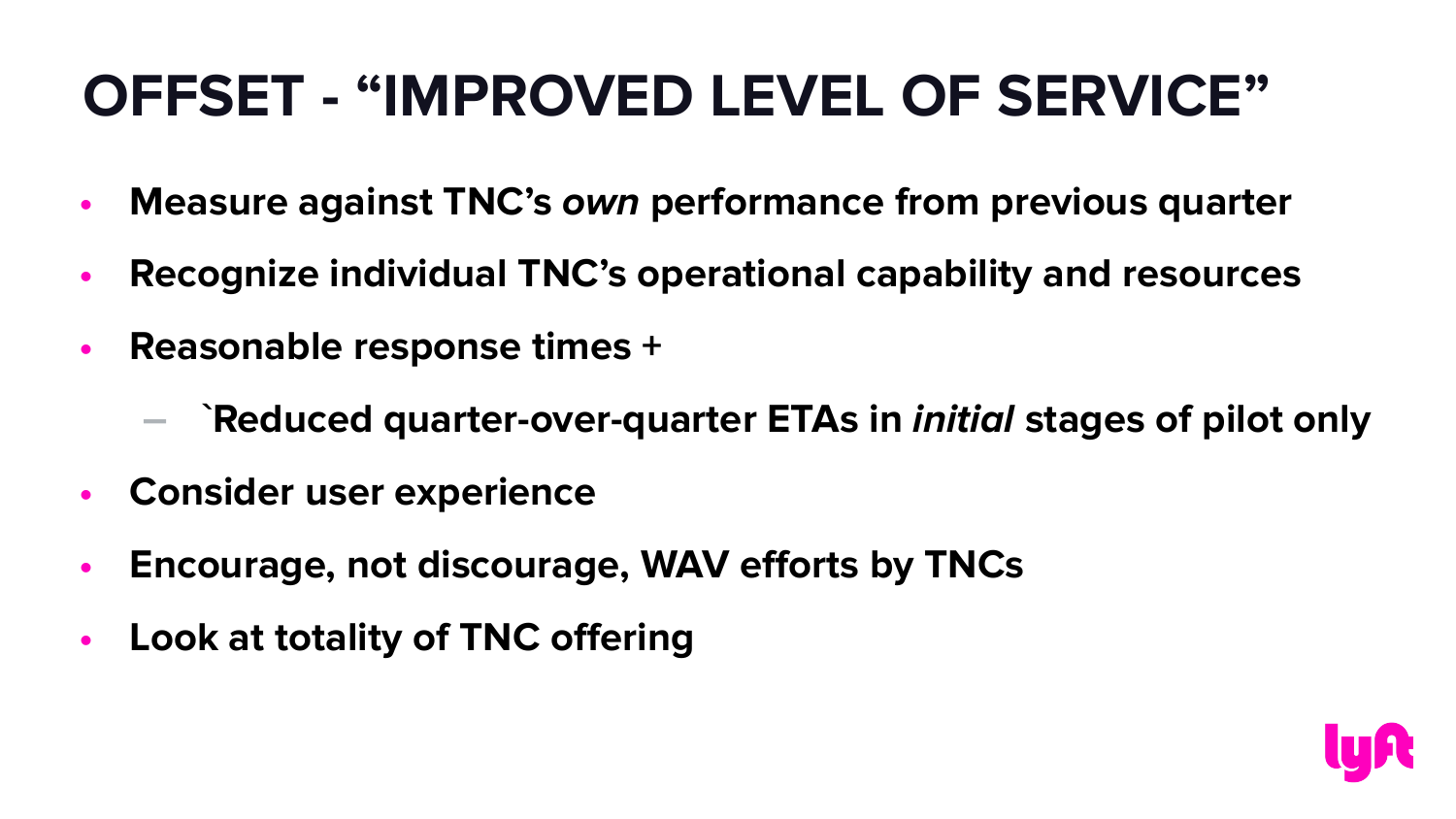# OFFSET - "IMPROVED LEVEL OF SERVICE"

- **Measure against TNC's *own* performance from previous quarter**
- **Recognize individual TNC's operational capability and resources**
- **Reasonable response times +**
  - **`Reduced quarter-over-quarter ETAs in *initial* stages of pilot only**
- **Consider user experience**
- **Encourage, not discourage, WAV efforts by TNCs**
- **Look at totality of TNC offering**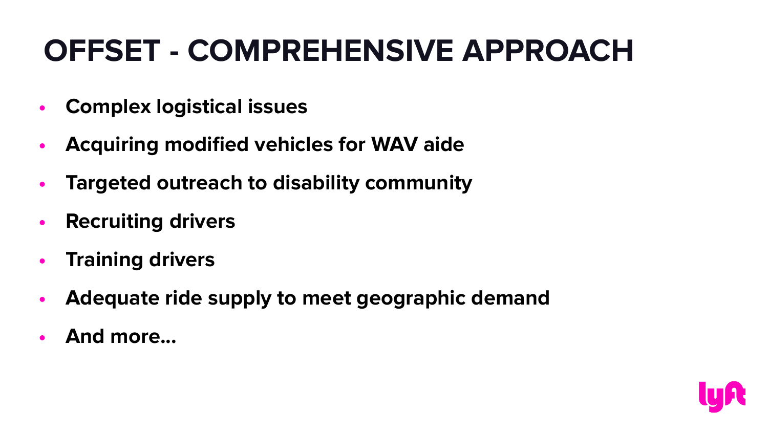# OFFSET - COMPREHENSIVE APPROACH

- **Complex logistical issues**
- **Acquiring modified vehicles for WAV aide**
- **Targeted outreach to disability community**
- **Recruiting drivers**
- **Training drivers**
- **Adequate ride supply to meet geographic demand**
- **And more…**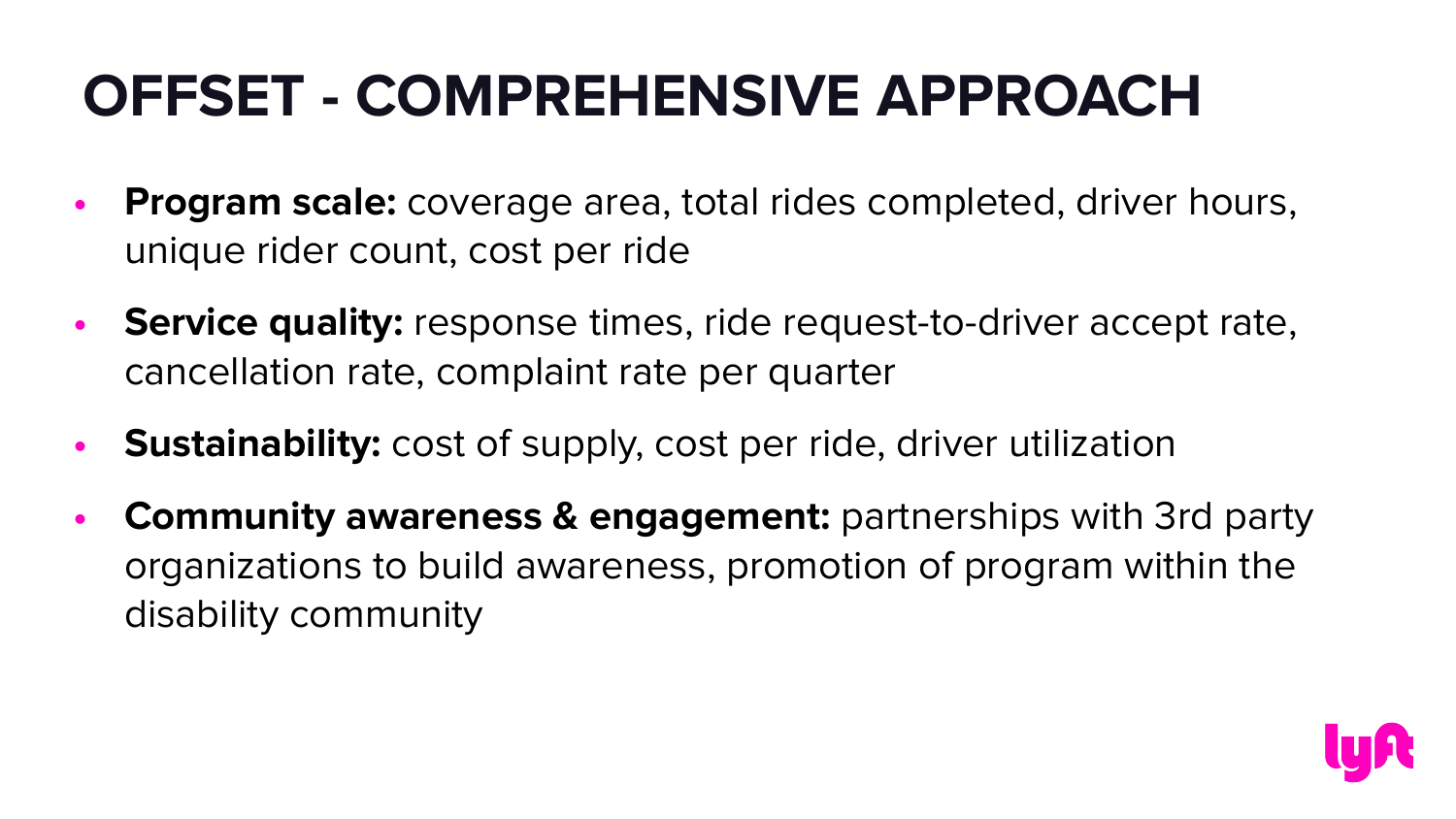# OFFSET - COMPREHENSIVE APPROACH

- **Program scale:** coverage area, total rides completed, driver hours, unique rider count, cost per ride
- **Service quality:** response times, ride request-to-driver accept rate, cancellation rate, complaint rate per quarter
- **Sustainability:** cost of supply, cost per ride, driver utilization
- **Community awareness & engagement:** partnerships with 3rd party organizations to build awareness, promotion of program within the disability community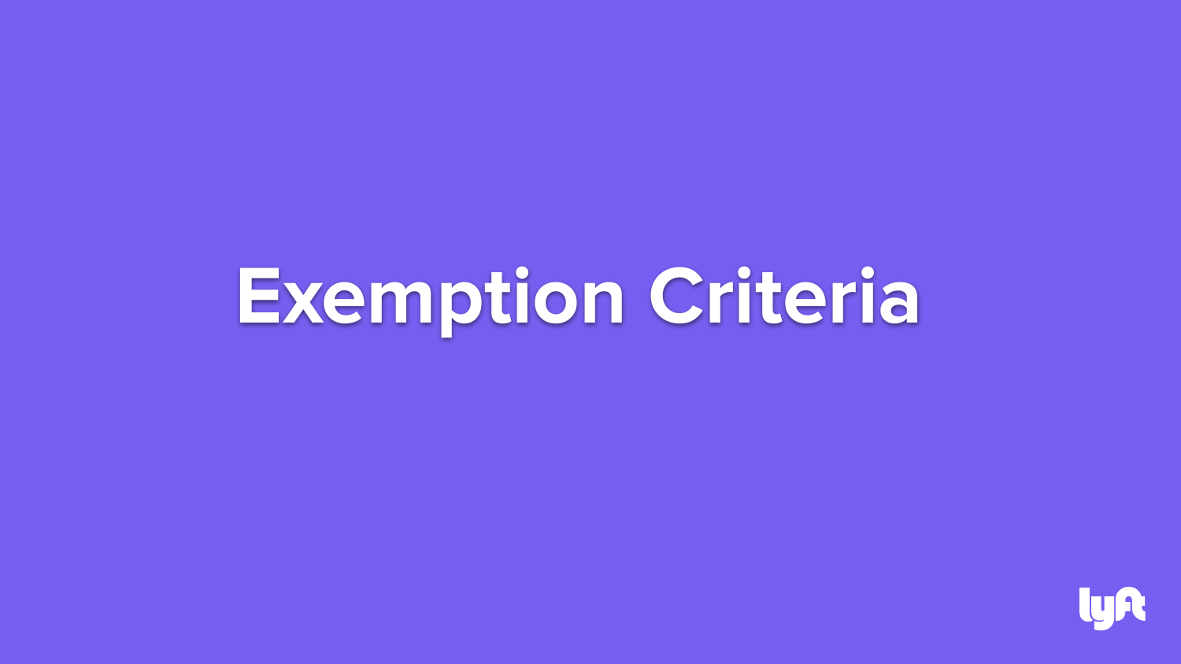# Exemption Criteria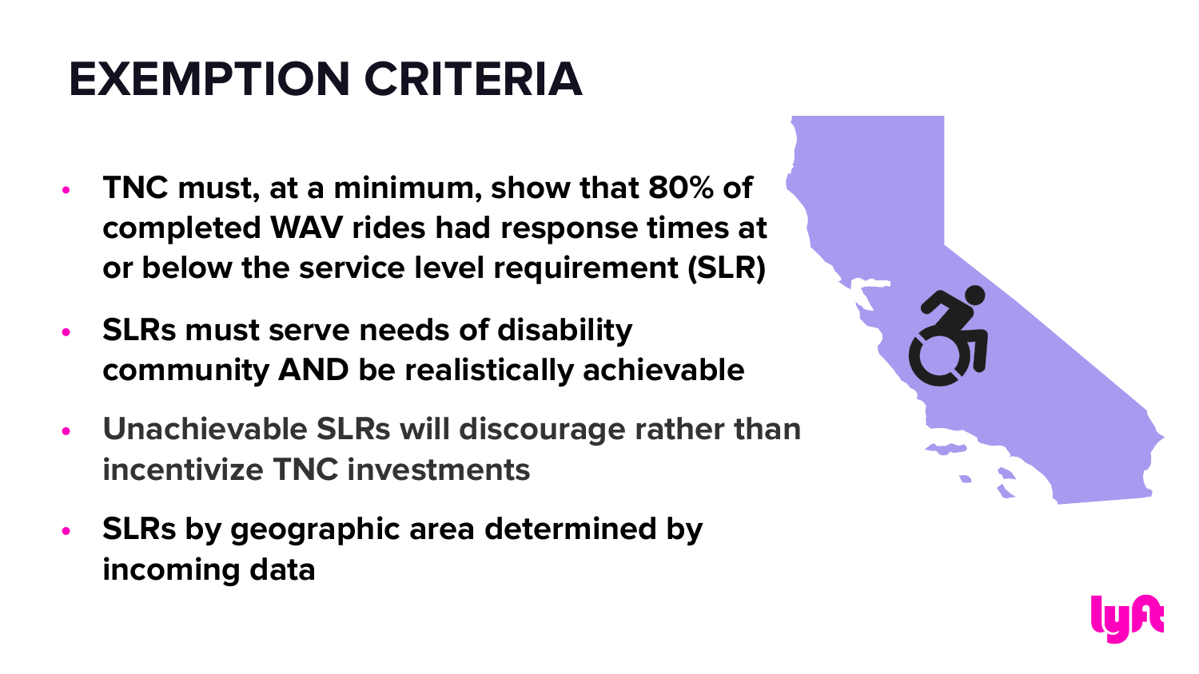# EXEMPTION CRITERIA

- **TNC must, at a minimum, show that 80% of completed WAV rides had response times at or below the service level requirement (SLR)**
- **SLRs must serve needs of disability community AND be realistically achievable**
- **Unachievable SLRs will discourage rather than incentivize TNC investments**
- **SLRs by geographic area determined by incoming data**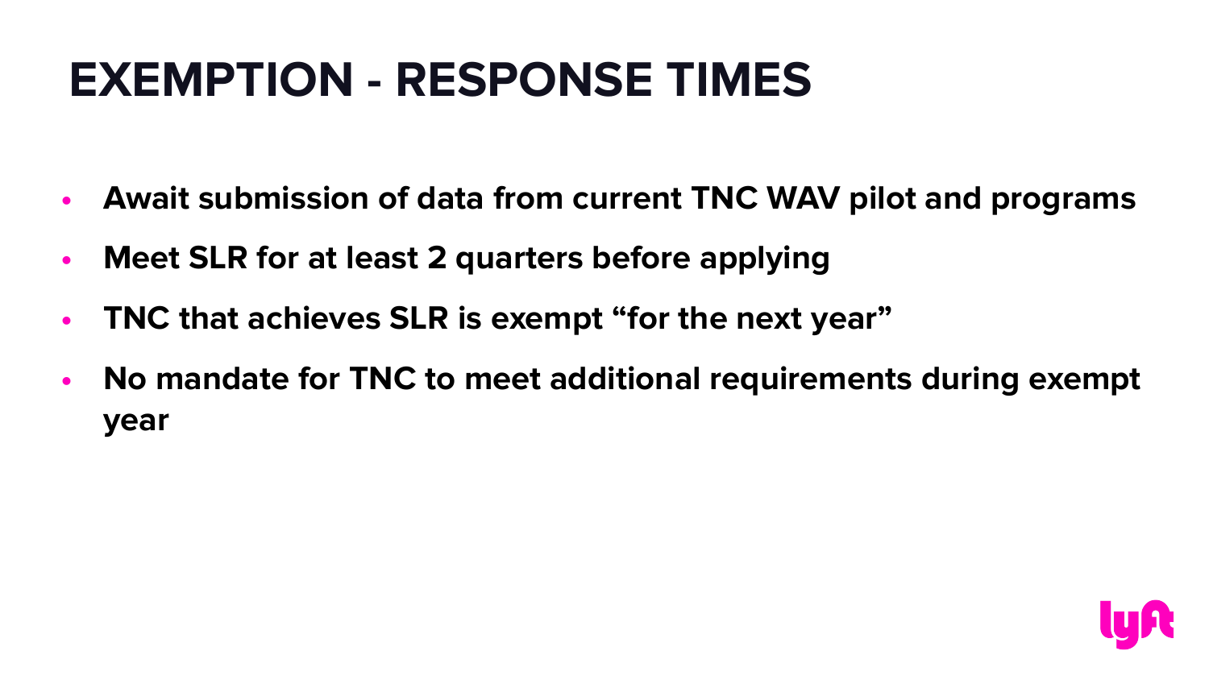# EXEMPTION - RESPONSE TIMES

- **Await submission of data from current TNC WAV pilot and programs**
- **Meet SLR for at least 2 quarters before applying**
- **TNC that achieves SLR is exempt "for the next year"**
- **No mandate for TNC to meet additional requirements during exempt year**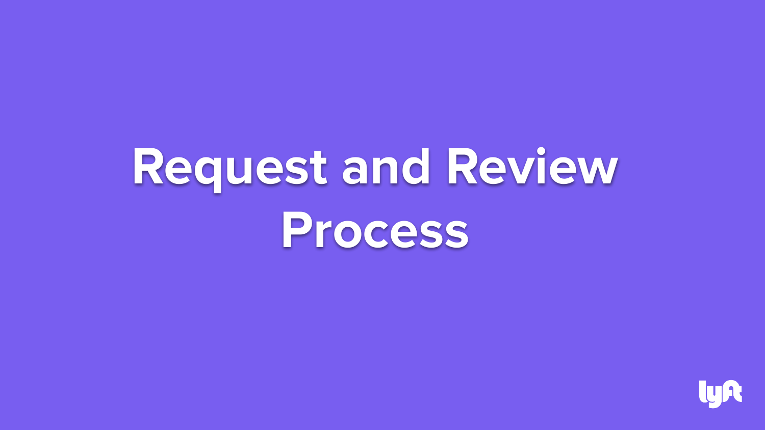# Request and Review Process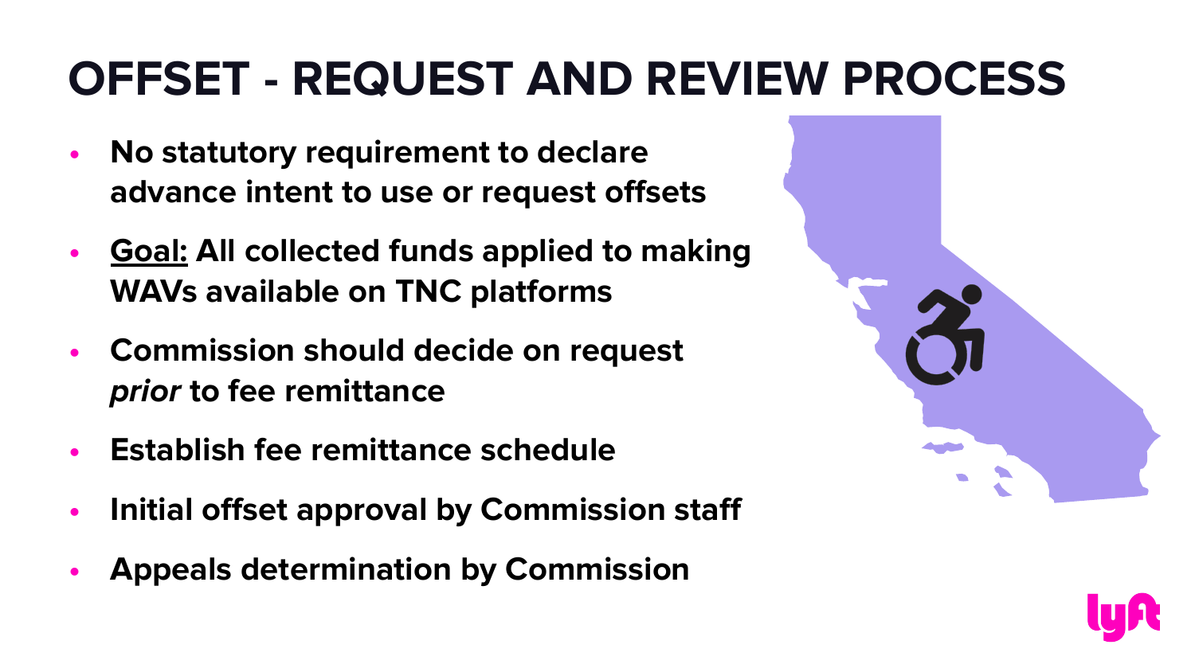# OFFSET - REQUEST AND REVIEW PROCESS

- **No statutory requirement to declare advance intent to use or request offsets**
- **<u>Goal:</u> All collected funds applied to making WAVs available on TNC platforms**
- **Commission should decide on request *prior* to fee remittance**
- **Establish fee remittance schedule**
- **Initial offset approval by Commission staff**
- **Appeals determination by Commission**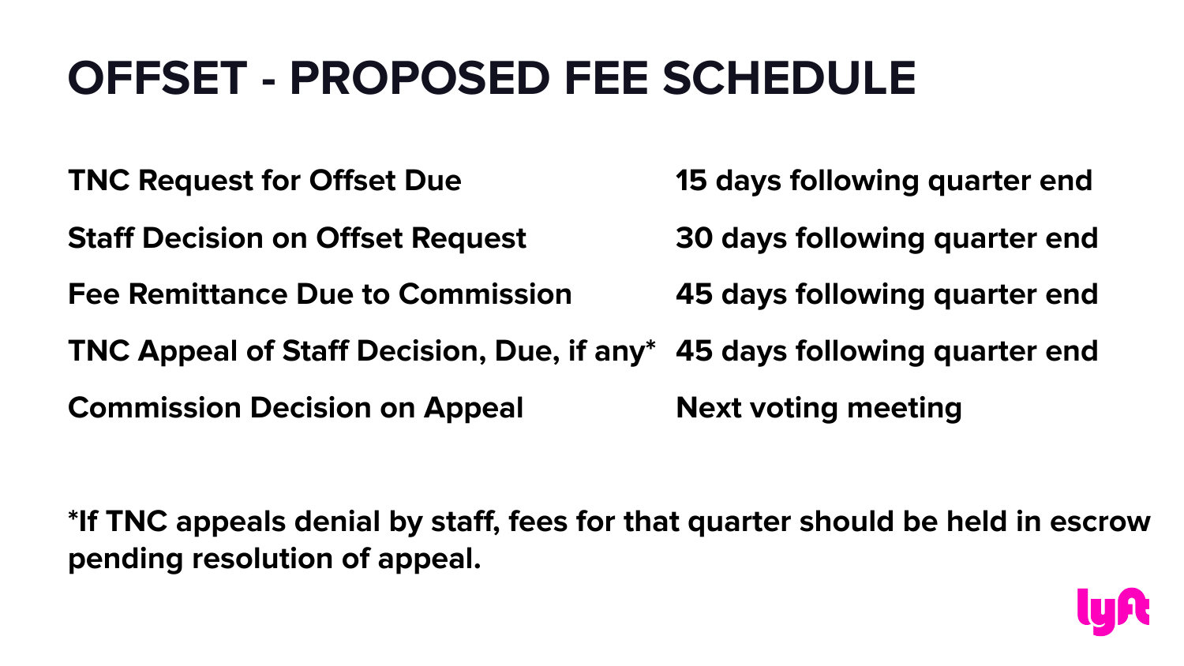# OFFSET - PROPOSED FEE SCHEDULE

| | |
|---|---|
| **TNC Request for Offset Due** | **15 days following quarter end** |
| **Staff Decision on Offset Request** | **30 days following quarter end** |
| **Fee Remittance Due to Commission** | **45 days following quarter end** |
| **TNC Appeal of Staff Decision, Due, if any*** | **45 days following quarter end** |
| **Commission Decision on Appeal** | **Next voting meeting** |

**\*If TNC appeals denial by staff, fees for that quarter should be held in escrow pending resolution of appeal.**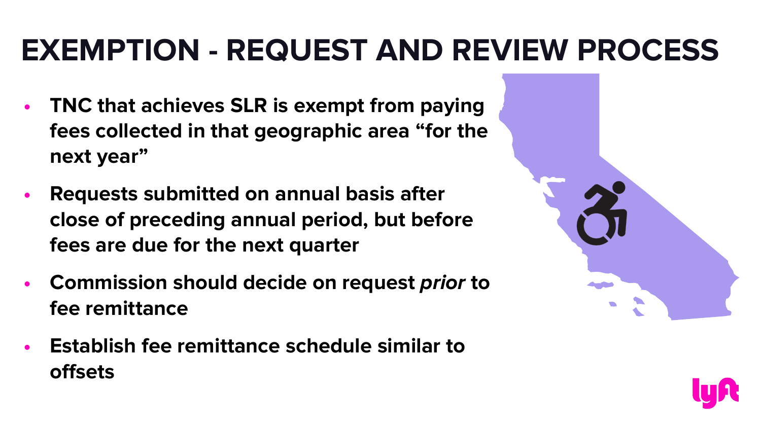# EXEMPTION - REQUEST AND REVIEW PROCESS

- **TNC that achieves SLR is exempt from paying fees collected in that geographic area "for the next year"**
- **Requests submitted on annual basis after close of preceding annual period, but before fees are due for the next quarter**
- **Commission should decide on request *prior* to fee remittance**
- **Establish fee remittance schedule similar to offsets**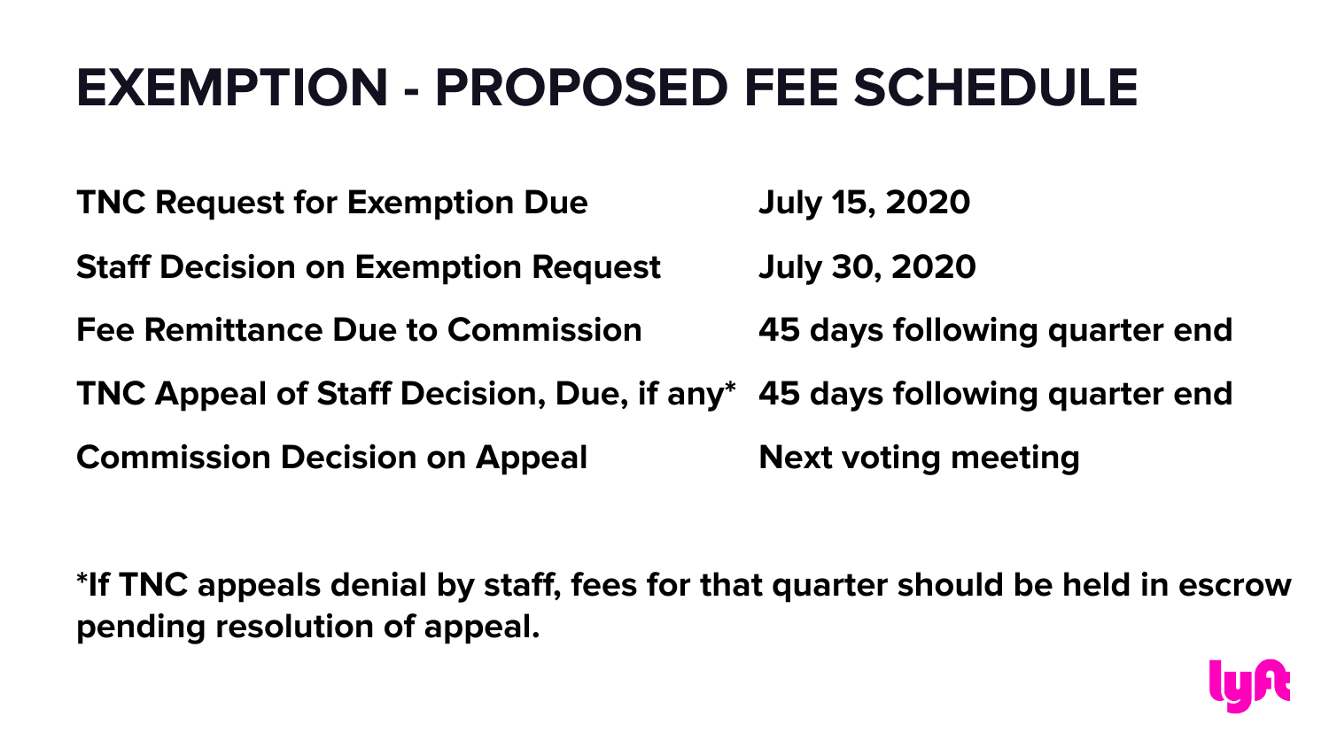# EXEMPTION - PROPOSED FEE SCHEDULE

| | |
|---|---|
| **TNC Request for Exemption Due** | **July 15, 2020** |
| **Staff Decision on Exemption Request** | **July 30, 2020** |
| **Fee Remittance Due to Commission** | **45 days following quarter end** |
| **TNC Appeal of Staff Decision, Due, if any*** | **45 days following quarter end** |
| **Commission Decision on Appeal** | **Next voting meeting** |

***If TNC appeals denial by staff, fees for that quarter should be held in escrow pending resolution of appeal.**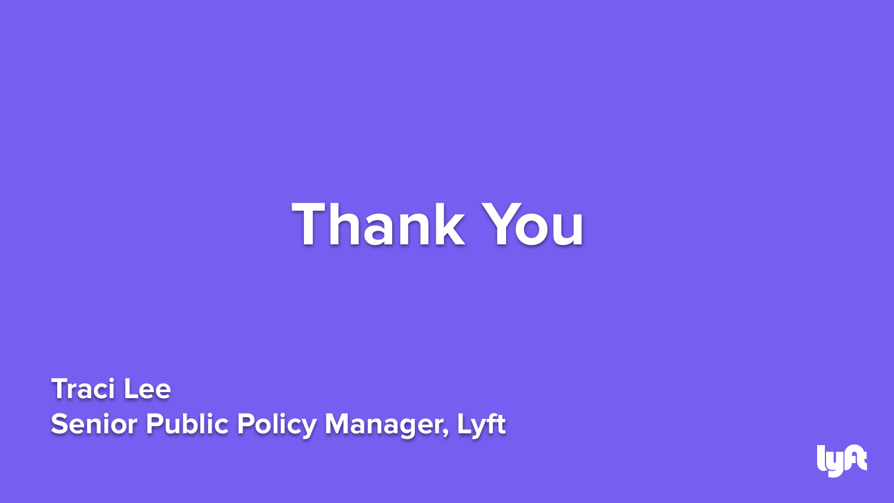# Thank You

**Traci Lee**
**Senior Public Policy Manager, Lyft**